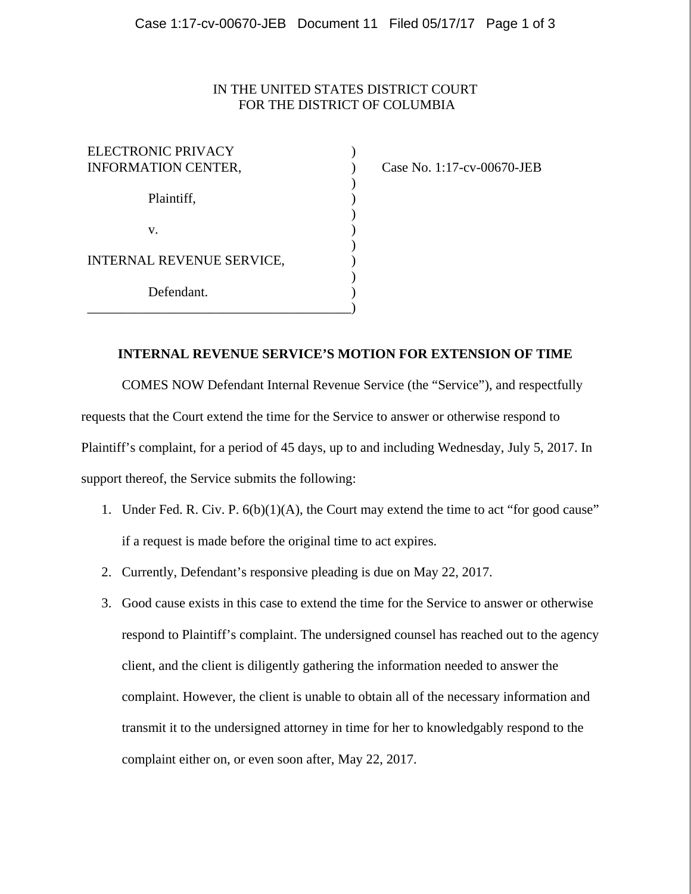IN THE UNITED STATES DISTRICT COURT
FOR THE DISTRICT OF COLUMBIA

ELECTRONIC PRIVACY INFORMATION CENTER,

Plaintiff,

v.

INTERNAL REVENUE SERVICE,

Defendant.

Case No. 1:17-cv-00670-JEB

**INTERNAL REVENUE SERVICE'S MOTION FOR EXTENSION OF TIME**

COMES NOW Defendant Internal Revenue Service (the "Service"), and respectfully requests that the Court extend the time for the Service to answer or otherwise respond to Plaintiff's complaint, for a period of 45 days, up to and including Wednesday, July 5, 2017. In support thereof, the Service submits the following:

1. Under Fed. R. Civ. P. 6(b)(1)(A), the Court may extend the time to act "for good cause" if a request is made before the original time to act expires.
2. Currently, Defendant's responsive pleading is due on May 22, 2017.
3. Good cause exists in this case to extend the time for the Service to answer or otherwise respond to Plaintiff's complaint. The undersigned counsel has reached out to the agency client, and the client is diligently gathering the information needed to answer the complaint. However, the client is unable to obtain all of the necessary information and transmit it to the undersigned attorney in time for her to knowledgably respond to the complaint either on, or even soon after, May 22, 2017.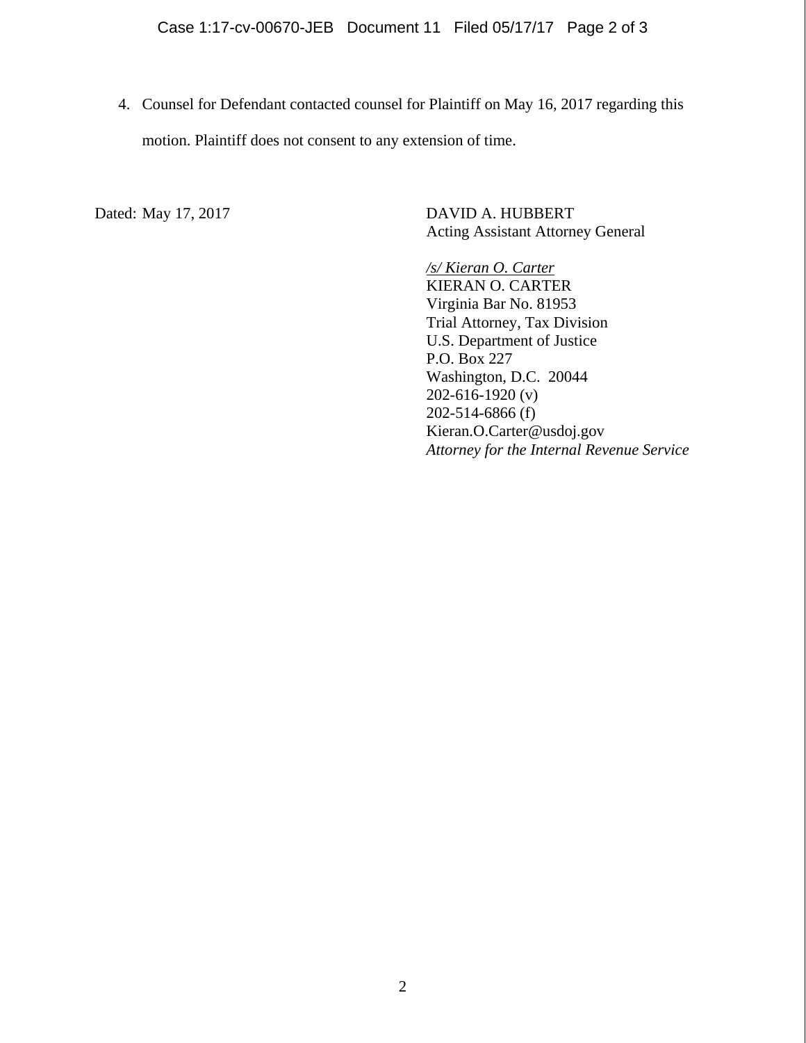4. Counsel for Defendant contacted counsel for Plaintiff on May 16, 2017 regarding this motion. Plaintiff does not consent to any extension of time.

Dated: May 17, 2017

DAVID A. HUBBERT
Acting Assistant Attorney General

*/s/ Kieran O. Carter*
KIERAN O. CARTER
Virginia Bar No. 81953
Trial Attorney, Tax Division
U.S. Department of Justice
P.O. Box 227
Washington, D.C. 20044
202-616-1920 (v)
202-514-6866 (f)
Kieran.O.Carter@usdoj.gov
*Attorney for the Internal Revenue Service*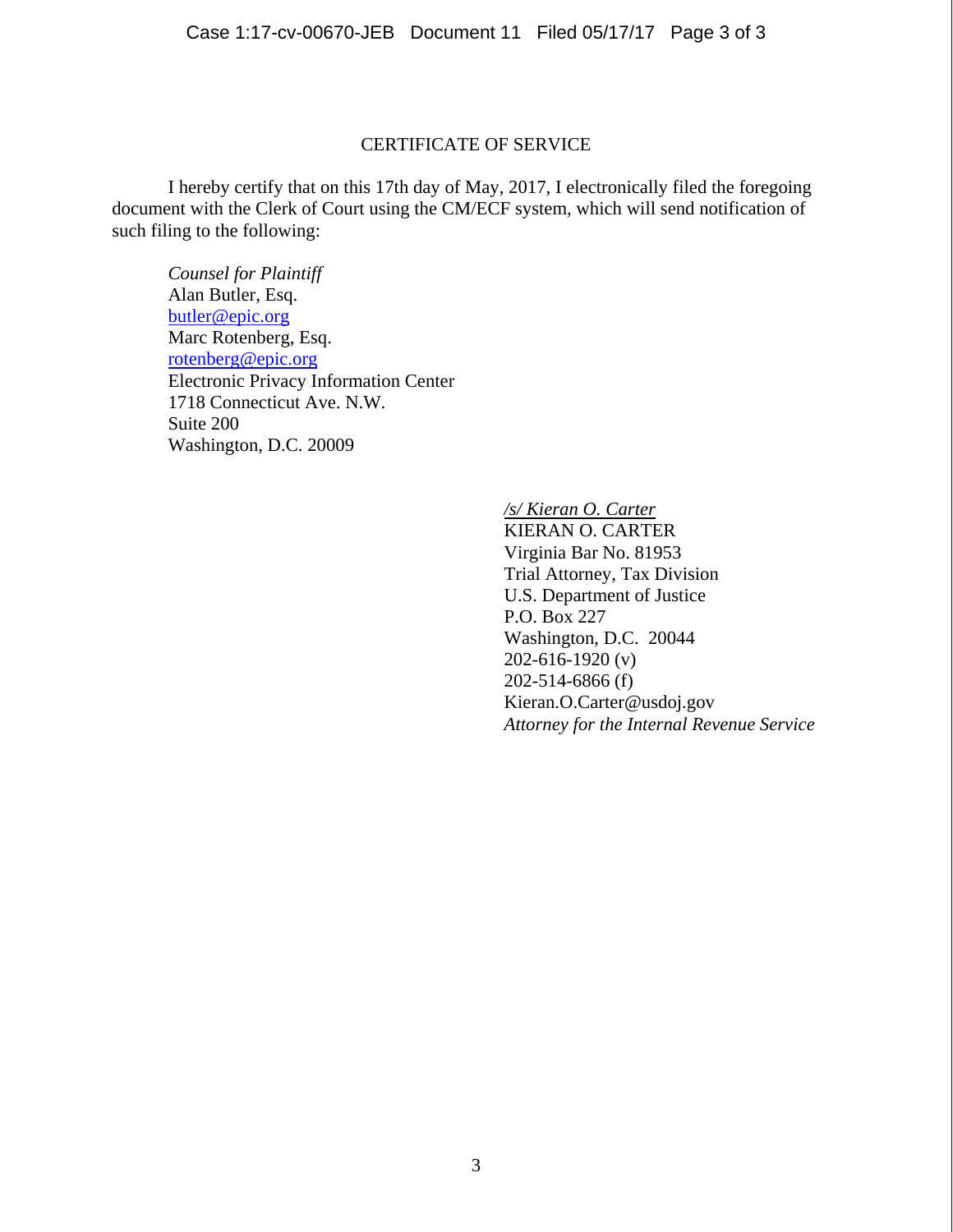## CERTIFICATE OF SERVICE

I hereby certify that on this 17th day of May, 2017, I electronically filed the foregoing document with the Clerk of Court using the CM/ECF system, which will send notification of such filing to the following:

*Counsel for Plaintiff*
Alan Butler, Esq.
butler@epic.org
Marc Rotenberg, Esq.
rotenberg@epic.org
Electronic Privacy Information Center
1718 Connecticut Ave. N.W.
Suite 200
Washington, D.C. 20009

*/s/ Kieran O. Carter*
KIERAN O. CARTER
Virginia Bar No. 81953
Trial Attorney, Tax Division
U.S. Department of Justice
P.O. Box 227
Washington, D.C. 20044
202-616-1920 (v)
202-514-6866 (f)
Kieran.O.Carter@usdoj.gov
*Attorney for the Internal Revenue Service*